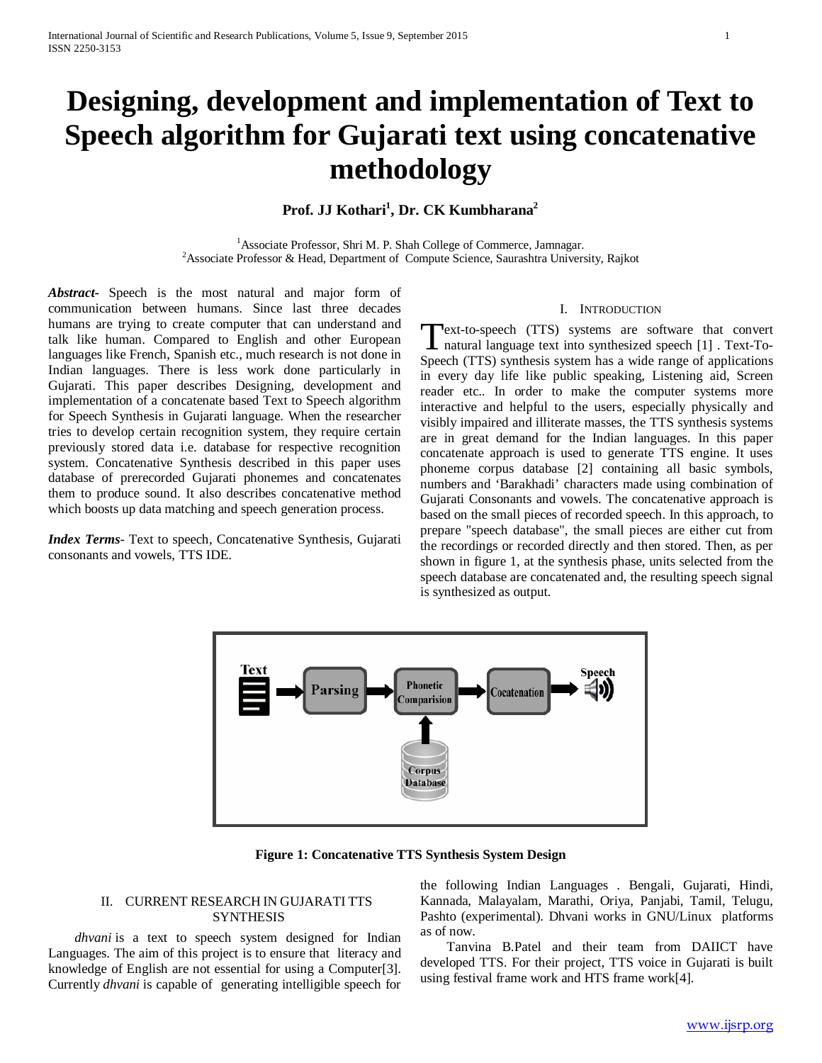# Designing, development and implementation of Text to Speech algorithm for Gujarati text using concatenative methodology

**Prof. JJ Kothari[1], Dr. CK Kumbharana[2]**

[1]Associate Professor, Shri M. P. Shah College of Commerce, Jamnagar.
[2]Associate Professor & Head, Department of Compute Science, Saurashtra University, Rajkot

***Abstract***- Speech is the most natural and major form of communication between humans. Since last three decades humans are trying to create computer that can understand and talk like human. Compared to English and other European languages like French, Spanish etc., much research is not done in Indian languages. There is less work done particularly in Gujarati. This paper describes Designing, development and implementation of a concatenate based Text to Speech algorithm for Speech Synthesis in Gujarati language. When the researcher tries to develop certain recognition system, they require certain previously stored data i.e. database for respective recognition system. Concatenative Synthesis described in this paper uses database of prerecorded Gujarati phonemes and concatenates them to produce sound. It also describes concatenative method which boosts up data matching and speech generation process.

***Index Terms***- Text to speech, Concatenative Synthesis, Gujarati consonants and vowels, TTS IDE.

## I. INTRODUCTION

Text-to-speech (TTS) systems are software that convert natural language text into synthesized speech [1] . Text-To-Speech (TTS) synthesis system has a wide range of applications in every day life like public speaking, Listening aid, Screen reader etc.. In order to make the computer systems more interactive and helpful to the users, especially physically and visibly impaired and illiterate masses, the TTS synthesis systems are in great demand for the Indian languages. In this paper concatenate approach is used to generate TTS engine. It uses phoneme corpus database [2] containing all basic symbols, numbers and 'Barakhadi' characters made using combination of Gujarati Consonants and vowels. The concatenative approach is based on the small pieces of recorded speech. In this approach, to prepare "speech database", the small pieces are either cut from the recordings or recorded directly and then stored. Then, as per shown in figure 1, at the synthesis phase, units selected from the speech database are concatenated and, the resulting speech signal is synthesized as output.

**Figure 1: Concatenative TTS Synthesis System Design**

## II. CURRENT RESEARCH IN GUJARATI TTS SYNTHESIS

*dhvani* is a text to speech system designed for Indian Languages. The aim of this project is to ensure that literacy and knowledge of English are not essential for using a Computer[3]. Currently *dhvani* is capable of generating intelligible speech for the following Indian Languages . Bengali, Gujarati, Hindi, Kannada, Malayalam, Marathi, Oriya, Panjabi, Tamil, Telugu, Pashto (experimental). Dhvani works in GNU/Linux platforms as of now.

Tanvina B.Patel and their team from DAIICT have developed TTS. For their project, TTS voice in Gujarati is built using festival frame work and HTS frame work[4].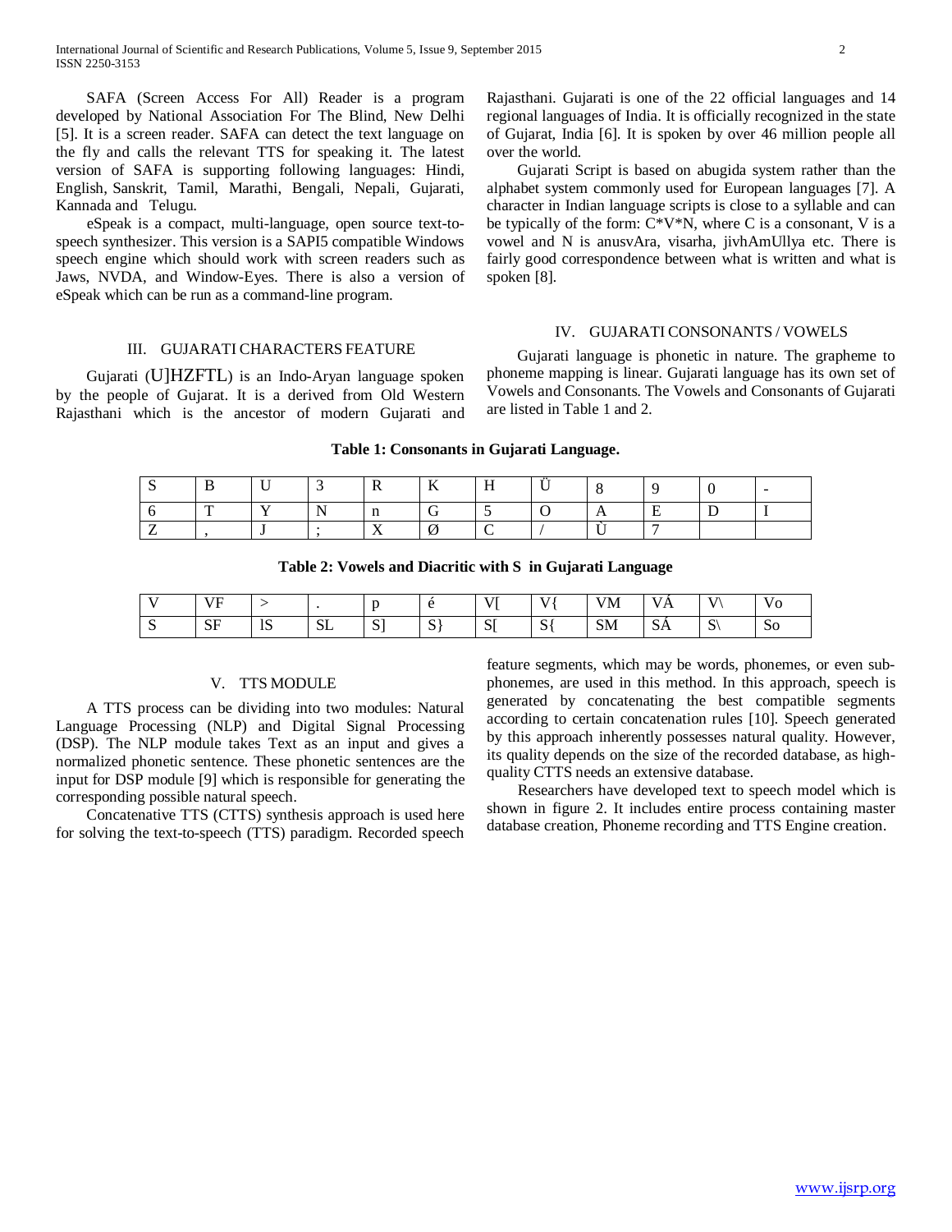SAFA (Screen Access For All) Reader is a program developed by National Association For The Blind, New Delhi [5]. It is a screen reader. SAFA can detect the text language on the fly and calls the relevant TTS for speaking it. The latest version of SAFA is supporting following languages: Hindi, English, Sanskrit, Tamil, Marathi, Bengali, Nepali, Gujarati, Kannada and Telugu.

eSpeak is a compact, multi-language, open source text-to-speech synthesizer. This version is a SAPI5 compatible Windows speech engine which should work with screen readers such as Jaws, NVDA, and Window-Eyes. There is also a version of eSpeak which can be run as a command-line program.

## III. GUJARATI CHARACTERS FEATURE

Gujarati (U]HZFTL) is an Indo-Aryan language spoken by the people of Gujarat. It is a derived from Old Western Rajasthani which is the ancestor of modern Gujarati and Rajasthani. Gujarati is one of the 22 official languages and 14 regional languages of India. It is officially recognized in the state of Gujarat, India [6]. It is spoken by over 46 million people all over the world.

Gujarati Script is based on abugida system rather than the alphabet system commonly used for European languages [7]. A character in Indian language scripts is close to a syllable and can be typically of the form: C*V*N, where C is a consonant, V is a vowel and N is anusvAra, visarha, jivhAmUllya etc. There is fairly good correspondence between what is written and what is spoken [8].

## IV. GUJARATI CONSONANTS / VOWELS

Gujarati language is phonetic in nature. The grapheme to phoneme mapping is linear. Gujarati language has its own set of Vowels and Consonants. The Vowels and Consonants of Gujarati are listed in Table 1 and 2.

**Table 1: Consonants in Gujarati Language.**

| S | B | U | 3 | R | K | H | Ü | 8 | 9 | 0 | - |
|---|---|---|---|---|---|---|---|---|---|---|---|
| 6 | T | Y | N | n | G | 5 | O | A | E | D | I |
| Z | , | J | ; | X | Ø | C | / | Ù | 7 | | |

**Table 2: Vowels and Diacritic with S in Gujarati Language**

| V | VF | > | . | p | é | V[ | V{ | VM | VÁ | V\ | Vo |
|---|---|---|---|---|---|---|---|---|---|---|---|
| S | SF | lS | SL | S] | S} | S[ | S{ | SM | SÁ | S\ | So |

## V. TTS MODULE

A TTS process can be dividing into two modules: Natural Language Processing (NLP) and Digital Signal Processing (DSP). The NLP module takes Text as an input and gives a normalized phonetic sentence. These phonetic sentences are the input for DSP module [9] which is responsible for generating the corresponding possible natural speech.

Concatenative TTS (CTTS) synthesis approach is used here for solving the text-to-speech (TTS) paradigm. Recorded speech feature segments, which may be words, phonemes, or even sub-phonemes, are used in this method. In this approach, speech is generated by concatenating the best compatible segments according to certain concatenation rules [10]. Speech generated by this approach inherently possesses natural quality. However, its quality depends on the size of the recorded database, as high-quality CTTS needs an extensive database.

Researchers have developed text to speech model which is shown in figure 2. It includes entire process containing master database creation, Phoneme recording and TTS Engine creation.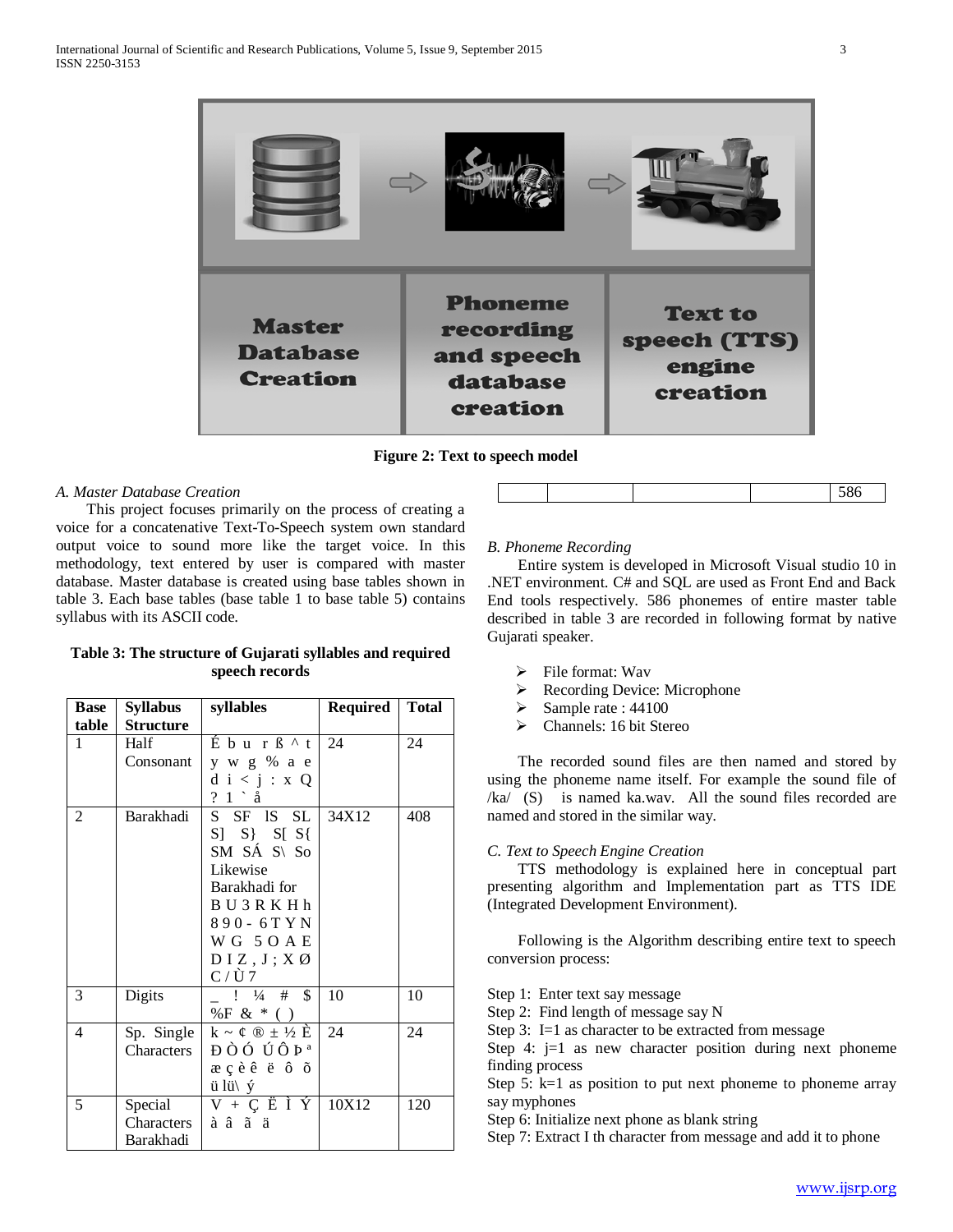Master Database Creation | Phoneme recording and speech database creation | Text to speech (TTS) engine creation

**Figure 2: Text to speech model**

### *A. Master Database Creation*

This project focuses primarily on the process of creating a voice for a concatenative Text-To-Speech system own standard output voice to sound more like the target voice. In this methodology, text entered by user is compared with master database. Master database is created using base tables shown in table 3. Each base tables (base table 1 to base table 5) contains syllabus with its ASCII code.

**Table 3: The structure of Gujarati syllables and required speech records**

| Base table | Syllabus Structure | syllables | Required | Total |
|---|---|---|---|---|
| 1 | Half Consonant | É b u r ß ^ t y w g % a e d i < j : x Q ? 1 ` å | 24 | 24 |
| 2 | Barakhadi | S SF lS SL S] S} S[ S{ SM SÁ S\ So Likewise Barakhadi for B U 3 R K H h 8 9 0 - 6 T Y N W G 5 O A E D I Z , J ; X Ø C / Ù 7 | 34X12 | 408 |
| 3 | Digits | _ ! ¼ # $ %F & * ( ) | 10 | 10 |
| 4 | Sp. Single Characters | k ~ ¢ ® ± ½ È Ð Ò Ó Ú Ô Þ ª æ ç è ê ë ô õ ü lü\ ý | 24 | 24 |
| 5 | Special Characters Barakhadi | V + Ç Ë Ì Ý à â ã ä | 10X12 | 120 |
| | | | | 586 |

### *B. Phoneme Recording*

Entire system is developed in Microsoft Visual studio 10 in .NET environment. C# and SQL are used as Front End and Back End tools respectively. 586 phonemes of entire master table described in table 3 are recorded in following format by native Gujarati speaker.

- File format: Wav
- Recording Device: Microphone
- Sample rate : 44100
- Channels: 16 bit Stereo

The recorded sound files are then named and stored by using the phoneme name itself. For example the sound file of /ka/ (S) is named ka.wav. All the sound files recorded are named and stored in the similar way.

### *C. Text to Speech Engine Creation*

TTS methodology is explained here in conceptual part presenting algorithm and Implementation part as TTS IDE (Integrated Development Environment).

Following is the Algorithm describing entire text to speech conversion process:

Step 1: Enter text say message
Step 2: Find length of message say N
Step 3: I=1 as character to be extracted from message
Step 4: j=1 as new character position during next phoneme finding process
Step 5: k=1 as position to put next phoneme to phoneme array say myphones
Step 6: Initialize next phone as blank string
Step 7: Extract I th character from message and add it to phone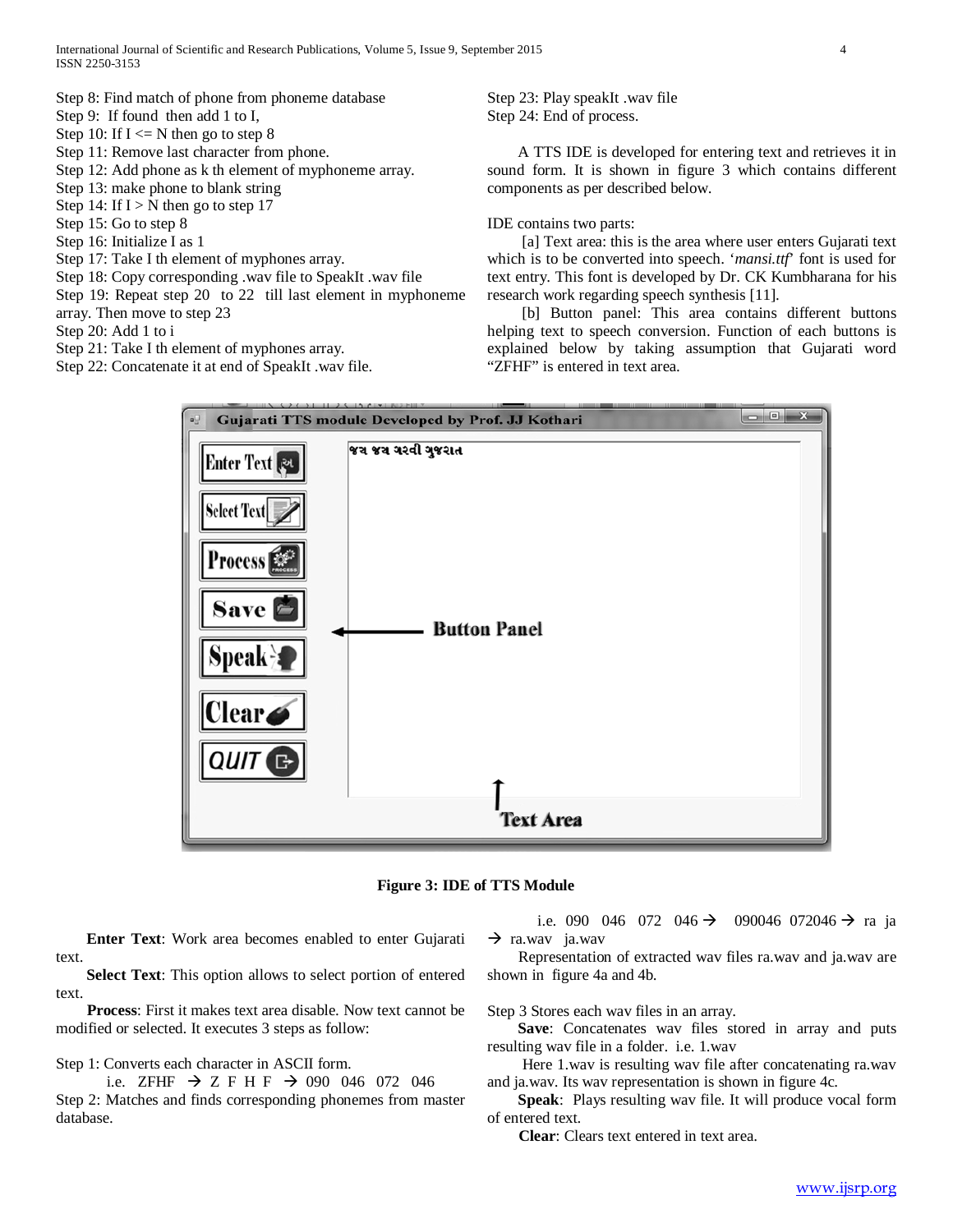Step 8: Find match of phone from phoneme database
Step 9: If found then add 1 to I,
Step 10: If I <= N then go to step 8
Step 11: Remove last character from phone.
Step 12: Add phone as k th element of myphoneme array.
Step 13: make phone to blank string
Step 14: If I > N then go to step 17
Step 15: Go to step 8
Step 16: Initialize I as 1
Step 17: Take I th element of myphones array.
Step 18: Copy corresponding .wav file to SpeakIt .wav file
Step 19: Repeat step 20 to 22 till last element in myphoneme array. Then move to step 23
Step 20: Add 1 to i
Step 21: Take I th element of myphones array.
Step 22: Concatenate it at end of SpeakIt .wav file.
Step 23: Play speakIt .wav file
Step 24: End of process.

A TTS IDE is developed for entering text and retrieves it in sound form. It is shown in figure 3 which contains different components as per described below.

IDE contains two parts:

[a] Text area: this is the area where user enters Gujarati text which is to be converted into speech. '*mansi.ttf*' font is used for text entry. This font is developed by Dr. CK Kumbharana for his research work regarding speech synthesis [11].

[b] Button panel: This area contains different buttons helping text to speech conversion. Function of each buttons is explained below by taking assumption that Gujarati word "ZFHF" is entered in text area.

**Figure 3: IDE of TTS Module**

**Enter Text**: Work area becomes enabled to enter Gujarati text.

**Select Text**: This option allows to select portion of entered text.

**Process**: First it makes text area disable. Now text cannot be modified or selected. It executes 3 steps as follow:

Step 1: Converts each character in ASCII form.

i.e. ZFHF → Z F H F → 090 046 072 046

Step 2: Matches and finds corresponding phonemes from master database.

i.e. 090 046 072 046 → 090046 072046 → ra ja → ra.wav ja.wav

Representation of extracted wav files ra.wav and ja.wav are shown in figure 4a and 4b.

Step 3 Stores each wav files in an array.

**Save**: Concatenates wav files stored in array and puts resulting wav file in a folder. i.e. 1.wav

Here 1.wav is resulting wav file after concatenating ra.wav and ja.wav. Its wav representation is shown in figure 4c.

**Speak**: Plays resulting wav file. It will produce vocal form of entered text.

**Clear**: Clears text entered in text area.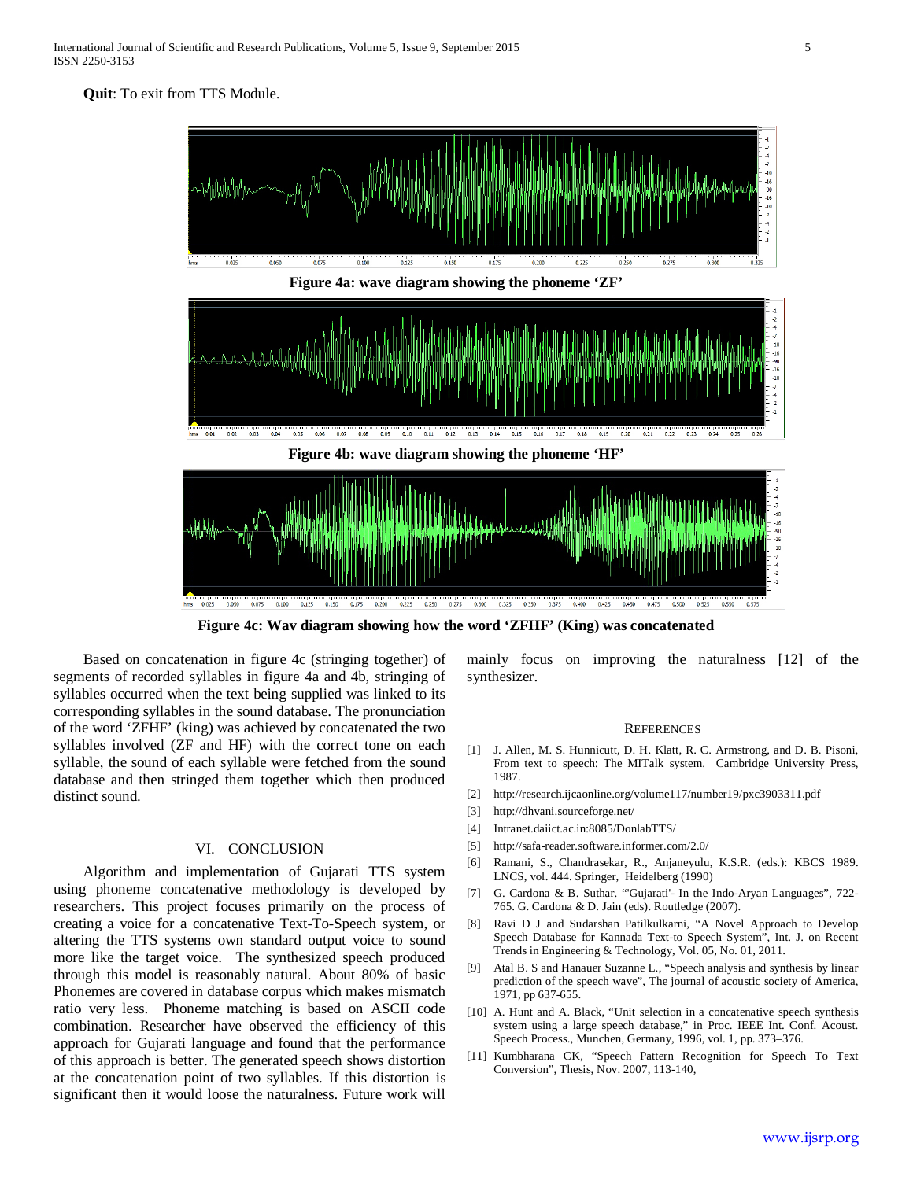**Quit**: To exit from TTS Module.

**Figure 4a: wave diagram showing the phoneme 'ZF'**

**Figure 4b: wave diagram showing the phoneme 'HF'**

**Figure 4c: Wav diagram showing how the word 'ZFHF' (King) was concatenated**

Based on concatenation in figure 4c (stringing together) of segments of recorded syllables in figure 4a and 4b, stringing of syllables occurred when the text being supplied was linked to its corresponding syllables in the sound database. The pronunciation of the word 'ZFHF' (king) was achieved by concatenated the two syllables involved (ZF and HF) with the correct tone on each syllable, the sound of each syllable were fetched from the sound database and then stringed them together which then produced distinct sound.

## VI. CONCLUSION

Algorithm and implementation of Gujarati TTS system using phoneme concatenative methodology is developed by researchers. This project focuses primarily on the process of creating a voice for a concatenative Text-To-Speech system, or altering the TTS systems own standard output voice to sound more like the target voice. The synthesized speech produced through this model is reasonably natural. About 80% of basic Phonemes are covered in database corpus which makes mismatch ratio very less. Phoneme matching is based on ASCII code combination. Researcher have observed the efficiency of this approach for Gujarati language and found that the performance of this approach is better. The generated speech shows distortion at the concatenation point of two syllables. If this distortion is significant then it would loose the naturalness. Future work will mainly focus on improving the naturalness [12] of the synthesizer.

## REFERENCES

[1] J. Allen, M. S. Hunnicutt, D. H. Klatt, R. C. Armstrong, and D. B. Pisoni, From text to speech: The MITalk system. Cambridge University Press, 1987.

[2] http://research.ijcaonline.org/volume117/number19/pxc3903311.pdf

[3] http://dhvani.sourceforge.net/

[4] Intranet.daiict.ac.in:8085/DonlabTTS/

[5] http://safa-reader.software.informer.com/2.0/

[6] Ramani, S., Chandrasekar, R., Anjaneyulu, K.S.R. (eds.): KBCS 1989. LNCS, vol. 444. Springer, Heidelberg (1990)

[7] G. Cardona & B. Suthar. "'Gujarati'- In the Indo-Aryan Languages", 722-765. G. Cardona & D. Jain (eds). Routledge (2007).

[8] Ravi D J and Sudarshan Patilkulkarni, "A Novel Approach to Develop Speech Database for Kannada Text-to Speech System", Int. J. on Recent Trends in Engineering & Technology, Vol. 05, No. 01, 2011.

[9] Atal B. S and Hanauer Suzanne L., "Speech analysis and synthesis by linear prediction of the speech wave", The journal of acoustic society of America, 1971, pp 637-655.

[10] A. Hunt and A. Black, "Unit selection in a concatenative speech synthesis system using a large speech database," in Proc. IEEE Int. Conf. Acoust. Speech Process., Munchen, Germany, 1996, vol. 1, pp. 373–376.

[11] Kumbharana CK, "Speech Pattern Recognition for Speech To Text Conversion", Thesis, Nov. 2007, 113-140,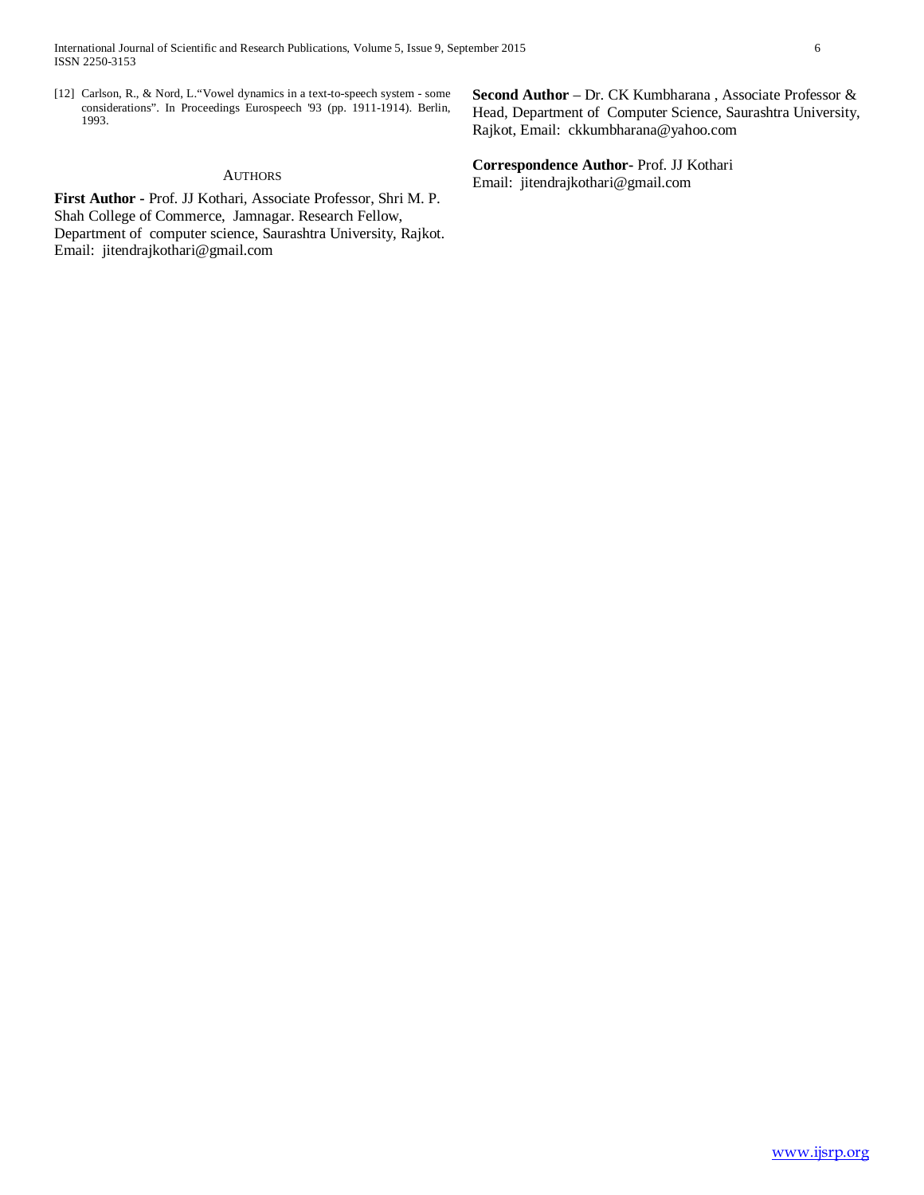[12] Carlson, R., & Nord, L."Vowel dynamics in a text-to-speech system - some considerations". In Proceedings Eurospeech '93 (pp. 1911-1914). Berlin, 1993.

## AUTHORS

**First Author** - Prof. JJ Kothari, Associate Professor, Shri M. P. Shah College of Commerce, Jamnagar. Research Fellow, Department of computer science, Saurashtra University, Rajkot. Email: jitendrajkothari@gmail.com

**Second Author** – Dr. CK Kumbharana , Associate Professor & Head, Department of Computer Science, Saurashtra University, Rajkot, Email: ckkumbharana@yahoo.com

**Correspondence Author-** Prof. JJ Kothari
Email: jitendrajkothari@gmail.com